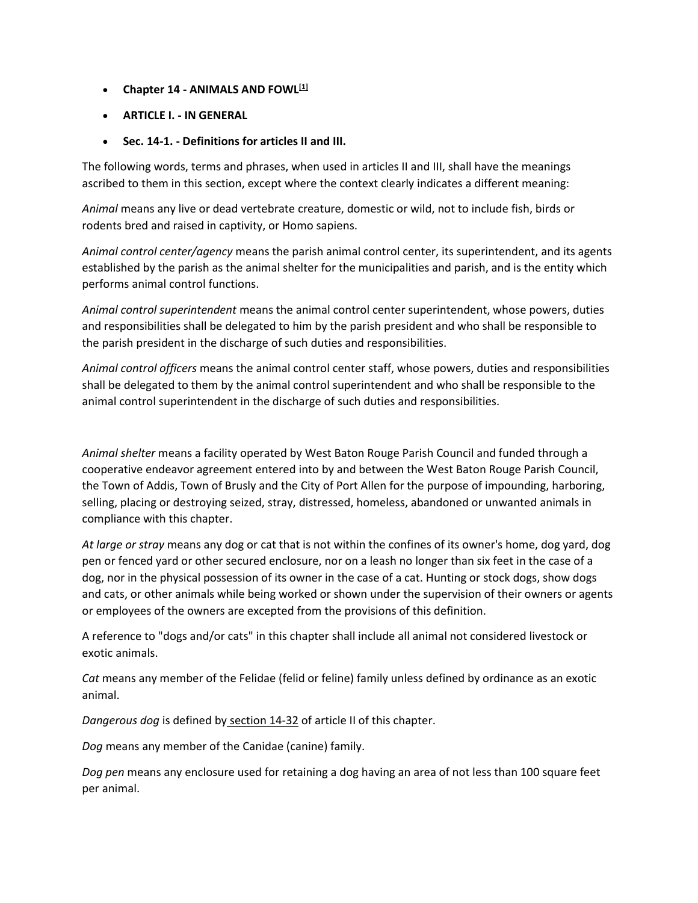- **Chapter 14 - ANIMALS AND FOWL[1]**
- **ARTICLE I. - IN GENERAL**
- **Sec. 14-1. - Definitions for articles II and III.**

The following words, terms and phrases, when used in articles II and III, shall have the meanings ascribed to them in this section, except where the context clearly indicates a different meaning:

*Animal* means any live or dead vertebrate creature, domestic or wild, not to include fish, birds or rodents bred and raised in captivity, or Homo sapiens.

*Animal control center/agency* means the parish animal control center, its superintendent, and its agents established by the parish as the animal shelter for the municipalities and parish, and is the entity which performs animal control functions.

*Animal control superintendent* means the animal control center superintendent, whose powers, duties and responsibilities shall be delegated to him by the parish president and who shall be responsible to the parish president in the discharge of such duties and responsibilities.

*Animal control officers* means the animal control center staff, whose powers, duties and responsibilities shall be delegated to them by the animal control superintendent and who shall be responsible to the animal control superintendent in the discharge of such duties and responsibilities.

*Animal shelter* means a facility operated by West Baton Rouge Parish Council and funded through a cooperative endeavor agreement entered into by and between the West Baton Rouge Parish Council, the Town of Addis, Town of Brusly and the City of Port Allen for the purpose of impounding, harboring, selling, placing or destroying seized, stray, distressed, homeless, abandoned or unwanted animals in compliance with this chapter.

*At large or stray* means any dog or cat that is not within the confines of its owner's home, dog yard, dog pen or fenced yard or other secured enclosure, nor on a leash no longer than six feet in the case of a dog, nor in the physical possession of its owner in the case of a cat. Hunting or stock dogs, show dogs and cats, or other animals while being worked or shown under the supervision of their owners or agents or employees of the owners are excepted from the provisions of this definition.

A reference to "dogs and/or cats" in this chapter shall include all animal not considered livestock or exotic animals.

*Cat* means any member of the Felidae (felid or feline) family unless defined by ordinance as an exotic animal.

*Dangerous dog* is defined by section 14-32 of article II of this chapter.

*Dog* means any member of the Canidae (canine) family.

*Dog pen* means any enclosure used for retaining a dog having an area of not less than 100 square feet per animal.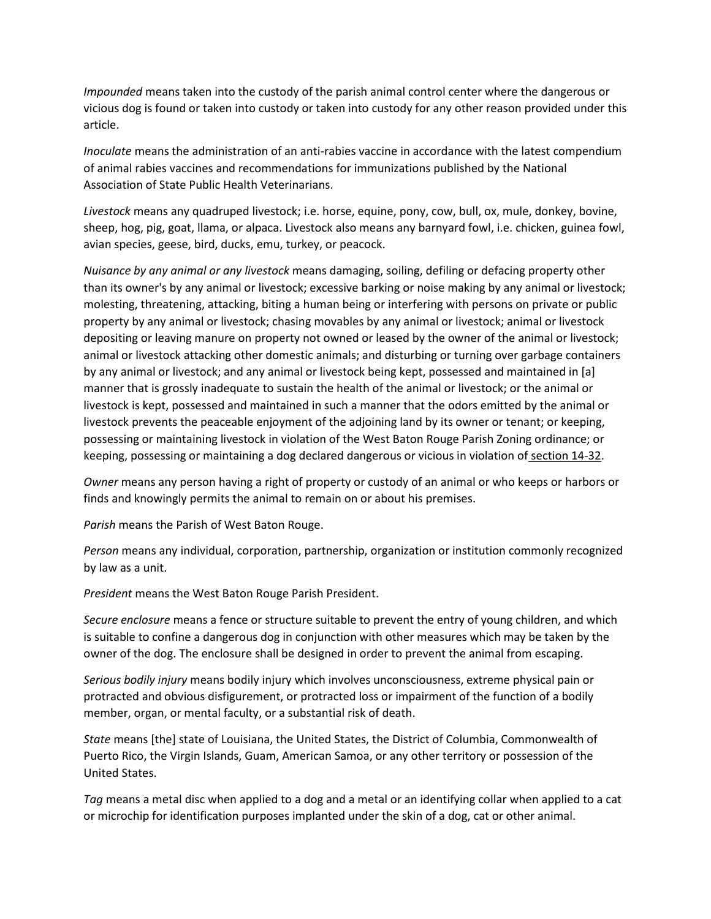*Impounded* means taken into the custody of the parish animal control center where the dangerous or vicious dog is found or taken into custody or taken into custody for any other reason provided under this article.

*Inoculate* means the administration of an anti-rabies vaccine in accordance with the latest compendium of animal rabies vaccines and recommendations for immunizations published by the National Association of State Public Health Veterinarians.

*Livestock* means any quadruped livestock; i.e. horse, equine, pony, cow, bull, ox, mule, donkey, bovine, sheep, hog, pig, goat, llama, or alpaca. Livestock also means any barnyard fowl, i.e. chicken, guinea fowl, avian species, geese, bird, ducks, emu, turkey, or peacock.

*Nuisance by any animal or any livestock* means damaging, soiling, defiling or defacing property other than its owner's by any animal or livestock; excessive barking or noise making by any animal or livestock; molesting, threatening, attacking, biting a human being or interfering with persons on private or public property by any animal or livestock; chasing movables by any animal or livestock; animal or livestock depositing or leaving manure on property not owned or leased by the owner of the animal or livestock; animal or livestock attacking other domestic animals; and disturbing or turning over garbage containers by any animal or livestock; and any animal or livestock being kept, possessed and maintained in [a] manner that is grossly inadequate to sustain the health of the animal or livestock; or the animal or livestock is kept, possessed and maintained in such a manner that the odors emitted by the animal or livestock prevents the peaceable enjoyment of the adjoining land by its owner or tenant; or keeping, possessing or maintaining livestock in violation of the West Baton Rouge Parish Zoning ordinance; or keeping, possessing or maintaining a dog declared dangerous or vicious in violation of section 14-32.

*Owner* means any person having a right of property or custody of an animal or who keeps or harbors or finds and knowingly permits the animal to remain on or about his premises.

*Parish* means the Parish of West Baton Rouge.

*Person* means any individual, corporation, partnership, organization or institution commonly recognized by law as a unit.

*President* means the West Baton Rouge Parish President.

*Secure enclosure* means a fence or structure suitable to prevent the entry of young children, and which is suitable to confine a dangerous dog in conjunction with other measures which may be taken by the owner of the dog. The enclosure shall be designed in order to prevent the animal from escaping.

*Serious bodily injury* means bodily injury which involves unconsciousness, extreme physical pain or protracted and obvious disfigurement, or protracted loss or impairment of the function of a bodily member, organ, or mental faculty, or a substantial risk of death.

*State* means [the] state of Louisiana, the United States, the District of Columbia, Commonwealth of Puerto Rico, the Virgin Islands, Guam, American Samoa, or any other territory or possession of the United States.

*Tag* means a metal disc when applied to a dog and a metal or an identifying collar when applied to a cat or microchip for identification purposes implanted under the skin of a dog, cat or other animal.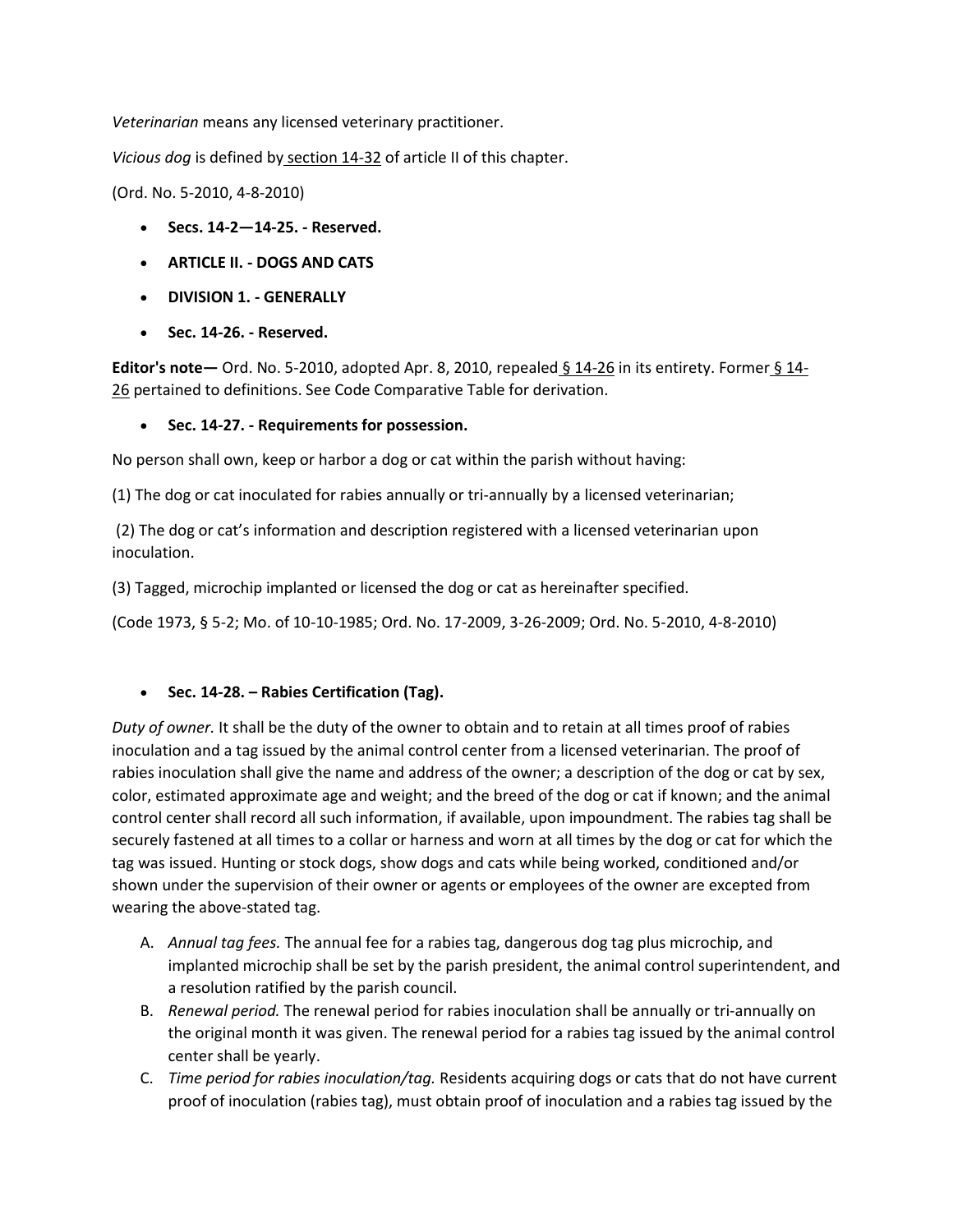*Veterinarian* means any licensed veterinary practitioner.

*Vicious dog* is defined by section 14-32 of article II of this chapter.

(Ord. No. 5-2010, 4-8-2010)

- **Secs. 14-2—14-25. - Reserved.**
- **ARTICLE II. - DOGS AND CATS**
- **DIVISION 1. - GENERALLY**
- **Sec. 14-26. - Reserved.**

**Editor's note—** Ord. No. 5-2010, adopted Apr. 8, 2010, repealed § 14-26 in its entirety. Former § 14-26 pertained to definitions. See Code Comparative Table for derivation.

- **Sec. 14-27. - Requirements for possession.**

No person shall own, keep or harbor a dog or cat within the parish without having:

(1) The dog or cat inoculated for rabies annually or tri-annually by a licensed veterinarian;

(2) The dog or cat's information and description registered with a licensed veterinarian upon inoculation.

(3) Tagged, microchip implanted or licensed the dog or cat as hereinafter specified.

(Code 1973, § 5-2; Mo. of 10-10-1985; Ord. No. 17-2009, 3-26-2009; Ord. No. 5-2010, 4-8-2010)

- **Sec. 14-28. – Rabies Certification (Tag).**

*Duty of owner.* It shall be the duty of the owner to obtain and to retain at all times proof of rabies inoculation and a tag issued by the animal control center from a licensed veterinarian. The proof of rabies inoculation shall give the name and address of the owner; a description of the dog or cat by sex, color, estimated approximate age and weight; and the breed of the dog or cat if known; and the animal control center shall record all such information, if available, upon impoundment. The rabies tag shall be securely fastened at all times to a collar or harness and worn at all times by the dog or cat for which the tag was issued. Hunting or stock dogs, show dogs and cats while being worked, conditioned and/or shown under the supervision of their owner or agents or employees of the owner are excepted from wearing the above-stated tag.

A. *Annual tag fees.* The annual fee for a rabies tag, dangerous dog tag plus microchip, and implanted microchip shall be set by the parish president, the animal control superintendent, and a resolution ratified by the parish council.
B. *Renewal period.* The renewal period for rabies inoculation shall be annually or tri-annually on the original month it was given. The renewal period for a rabies tag issued by the animal control center shall be yearly.
C. *Time period for rabies inoculation/tag.* Residents acquiring dogs or cats that do not have current proof of inoculation (rabies tag), must obtain proof of inoculation and a rabies tag issued by the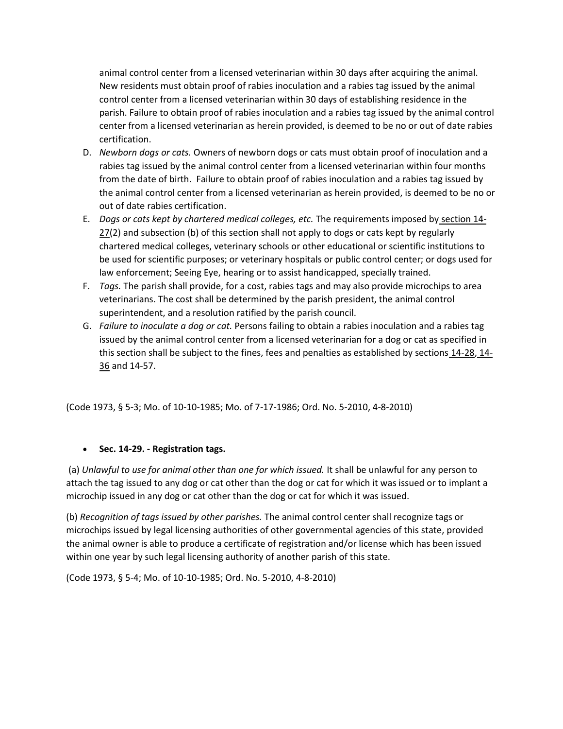animal control center from a licensed veterinarian within 30 days after acquiring the animal. New residents must obtain proof of rabies inoculation and a rabies tag issued by the animal control center from a licensed veterinarian within 30 days of establishing residence in the parish. Failure to obtain proof of rabies inoculation and a rabies tag issued by the animal control center from a licensed veterinarian as herein provided, is deemed to be no or out of date rabies certification.

D. *Newborn dogs or cats.* Owners of newborn dogs or cats must obtain proof of inoculation and a rabies tag issued by the animal control center from a licensed veterinarian within four months from the date of birth. Failure to obtain proof of rabies inoculation and a rabies tag issued by the animal control center from a licensed veterinarian as herein provided, is deemed to be no or out of date rabies certification.

E. *Dogs or cats kept by chartered medical colleges, etc.* The requirements imposed by section 14-27(2) and subsection (b) of this section shall not apply to dogs or cats kept by regularly chartered medical colleges, veterinary schools or other educational or scientific institutions to be used for scientific purposes; or veterinary hospitals or public control center; or dogs used for law enforcement; Seeing Eye, hearing or to assist handicapped, specially trained.

F. *Tags.* The parish shall provide, for a cost, rabies tags and may also provide microchips to area veterinarians. The cost shall be determined by the parish president, the animal control superintendent, and a resolution ratified by the parish council.

G. *Failure to inoculate a dog or cat.* Persons failing to obtain a rabies inoculation and a rabies tag issued by the animal control center from a licensed veterinarian for a dog or cat as specified in this section shall be subject to the fines, fees and penalties as established by sections 14-28, 14-36 and 14-57.

(Code 1973, § 5-3; Mo. of 10-10-1985; Mo. of 7-17-1986; Ord. No. 5-2010, 4-8-2010)

- **Sec. 14-29. - Registration tags.**

(a) *Unlawful to use for animal other than one for which issued.* It shall be unlawful for any person to attach the tag issued to any dog or cat other than the dog or cat for which it was issued or to implant a microchip issued in any dog or cat other than the dog or cat for which it was issued.

(b) *Recognition of tags issued by other parishes.* The animal control center shall recognize tags or microchips issued by legal licensing authorities of other governmental agencies of this state, provided the animal owner is able to produce a certificate of registration and/or license which has been issued within one year by such legal licensing authority of another parish of this state.

(Code 1973, § 5-4; Mo. of 10-10-1985; Ord. No. 5-2010, 4-8-2010)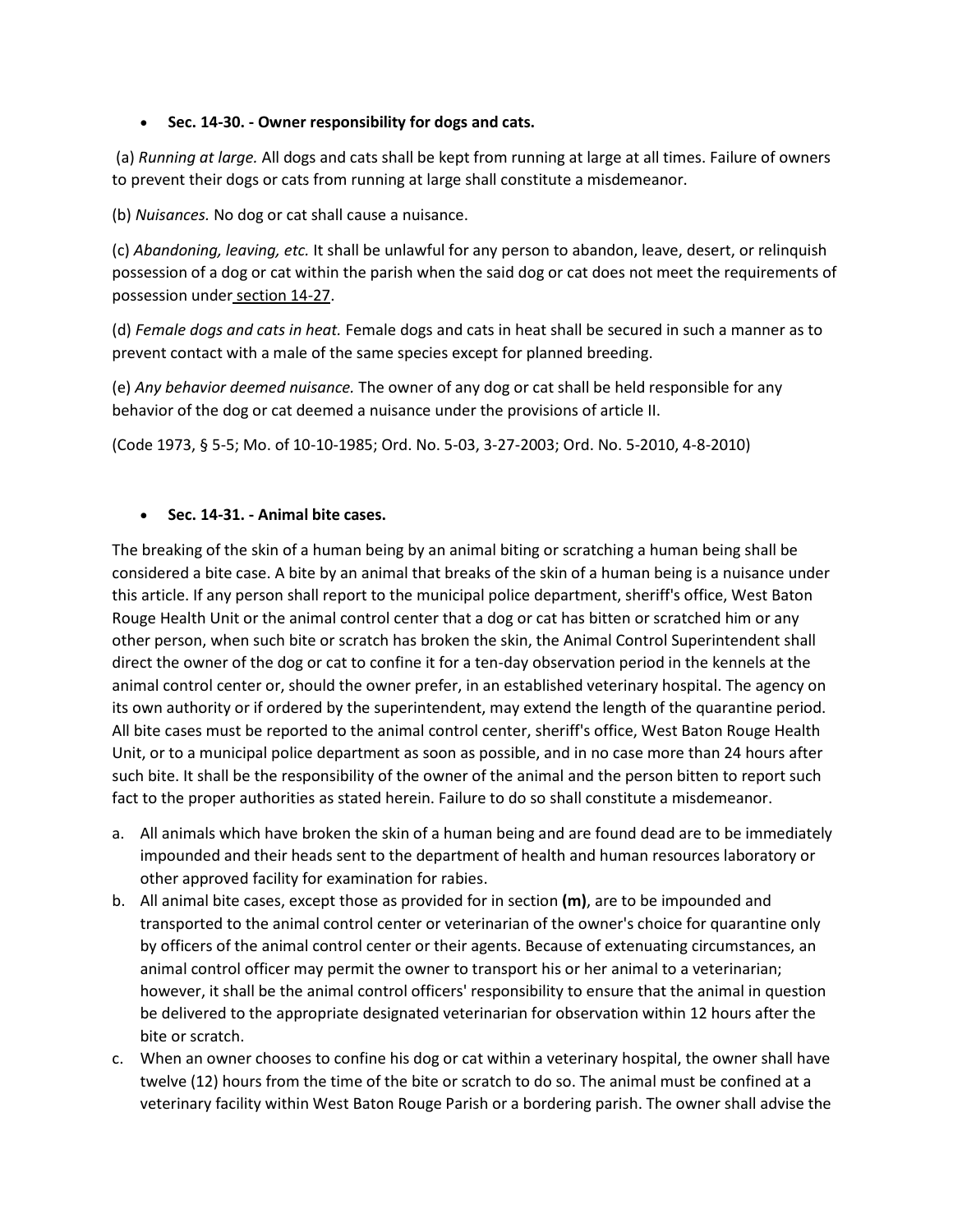- **Sec. 14-30. - Owner responsibility for dogs and cats.**

(a) *Running at large.* All dogs and cats shall be kept from running at large at all times. Failure of owners to prevent their dogs or cats from running at large shall constitute a misdemeanor.

(b) *Nuisances.* No dog or cat shall cause a nuisance.

(c) *Abandoning, leaving, etc.* It shall be unlawful for any person to abandon, leave, desert, or relinquish possession of a dog or cat within the parish when the said dog or cat does not meet the requirements of possession under section 14-27.

(d) *Female dogs and cats in heat.* Female dogs and cats in heat shall be secured in such a manner as to prevent contact with a male of the same species except for planned breeding.

(e) *Any behavior deemed nuisance.* The owner of any dog or cat shall be held responsible for any behavior of the dog or cat deemed a nuisance under the provisions of article II.

(Code 1973, § 5-5; Mo. of 10-10-1985; Ord. No. 5-03, 3-27-2003; Ord. No. 5-2010, 4-8-2010)

- **Sec. 14-31. - Animal bite cases.**

The breaking of the skin of a human being by an animal biting or scratching a human being shall be considered a bite case. A bite by an animal that breaks of the skin of a human being is a nuisance under this article. If any person shall report to the municipal police department, sheriff's office, West Baton Rouge Health Unit or the animal control center that a dog or cat has bitten or scratched him or any other person, when such bite or scratch has broken the skin, the Animal Control Superintendent shall direct the owner of the dog or cat to confine it for a ten-day observation period in the kennels at the animal control center or, should the owner prefer, in an established veterinary hospital. The agency on its own authority or if ordered by the superintendent, may extend the length of the quarantine period. All bite cases must be reported to the animal control center, sheriff's office, West Baton Rouge Health Unit, or to a municipal police department as soon as possible, and in no case more than 24 hours after such bite. It shall be the responsibility of the owner of the animal and the person bitten to report such fact to the proper authorities as stated herein. Failure to do so shall constitute a misdemeanor.

a. All animals which have broken the skin of a human being and are found dead are to be immediately impounded and their heads sent to the department of health and human resources laboratory or other approved facility for examination for rabies.
b. All animal bite cases, except those as provided for in section **(m)**, are to be impounded and transported to the animal control center or veterinarian of the owner's choice for quarantine only by officers of the animal control center or their agents. Because of extenuating circumstances, an animal control officer may permit the owner to transport his or her animal to a veterinarian; however, it shall be the animal control officers' responsibility to ensure that the animal in question be delivered to the appropriate designated veterinarian for observation within 12 hours after the bite or scratch.
c. When an owner chooses to confine his dog or cat within a veterinary hospital, the owner shall have twelve (12) hours from the time of the bite or scratch to do so. The animal must be confined at a veterinary facility within West Baton Rouge Parish or a bordering parish. The owner shall advise the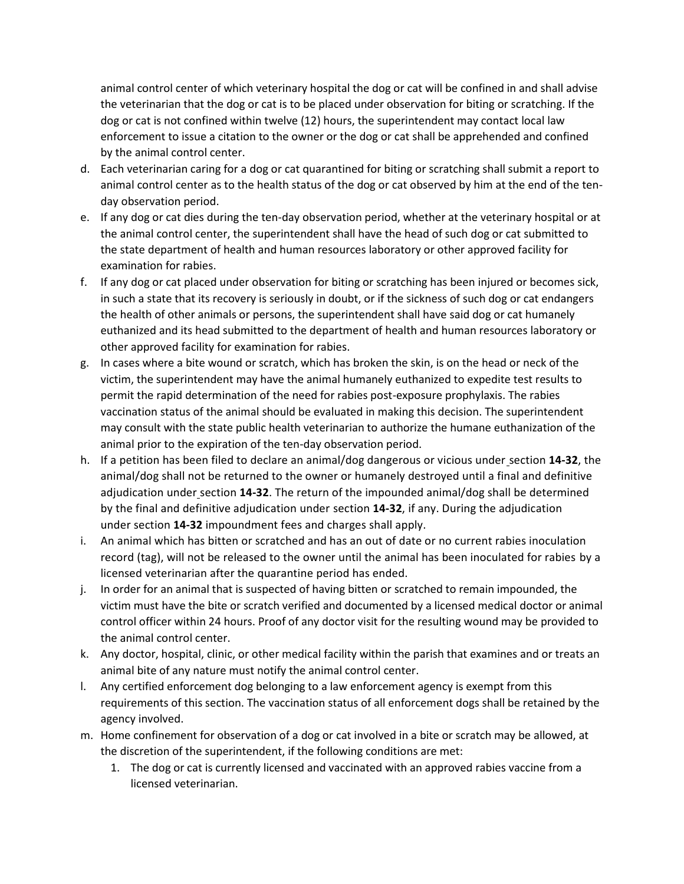animal control center of which veterinary hospital the dog or cat will be confined in and shall advise the veterinarian that the dog or cat is to be placed under observation for biting or scratching. If the dog or cat is not confined within twelve (12) hours, the superintendent may contact local law enforcement to issue a citation to the owner or the dog or cat shall be apprehended and confined by the animal control center.

d. Each veterinarian caring for a dog or cat quarantined for biting or scratching shall submit a report to animal control center as to the health status of the dog or cat observed by him at the end of the ten-day observation period.
e. If any dog or cat dies during the ten-day observation period, whether at the veterinary hospital or at the animal control center, the superintendent shall have the head of such dog or cat submitted to the state department of health and human resources laboratory or other approved facility for examination for rabies.
f. If any dog or cat placed under observation for biting or scratching has been injured or becomes sick, in such a state that its recovery is seriously in doubt, or if the sickness of such dog or cat endangers the health of other animals or persons, the superintendent shall have said dog or cat humanely euthanized and its head submitted to the department of health and human resources laboratory or other approved facility for examination for rabies.
g. In cases where a bite wound or scratch, which has broken the skin, is on the head or neck of the victim, the superintendent may have the animal humanely euthanized to expedite test results to permit the rapid determination of the need for rabies post-exposure prophylaxis. The rabies vaccination status of the animal should be evaluated in making this decision. The superintendent may consult with the state public health veterinarian to authorize the humane euthanization of the animal prior to the expiration of the ten-day observation period.
h. If a petition has been filed to declare an animal/dog dangerous or vicious under section **14-32**, the animal/dog shall not be returned to the owner or humanely destroyed until a final and definitive adjudication under section **14-32**. The return of the impounded animal/dog shall be determined by the final and definitive adjudication under section **14-32**, if any. During the adjudication under section **14-32** impoundment fees and charges shall apply.
i. An animal which has bitten or scratched and has an out of date or no current rabies inoculation record (tag), will not be released to the owner until the animal has been inoculated for rabies by a licensed veterinarian after the quarantine period has ended.
j. In order for an animal that is suspected of having bitten or scratched to remain impounded, the victim must have the bite or scratch verified and documented by a licensed medical doctor or animal control officer within 24 hours. Proof of any doctor visit for the resulting wound may be provided to the animal control center.
k. Any doctor, hospital, clinic, or other medical facility within the parish that examines and or treats an animal bite of any nature must notify the animal control center.
l. Any certified enforcement dog belonging to a law enforcement agency is exempt from this requirements of this section. The vaccination status of all enforcement dogs shall be retained by the agency involved.
m. Home confinement for observation of a dog or cat involved in a bite or scratch may be allowed, at the discretion of the superintendent, if the following conditions are met:
   1. The dog or cat is currently licensed and vaccinated with an approved rabies vaccine from a licensed veterinarian.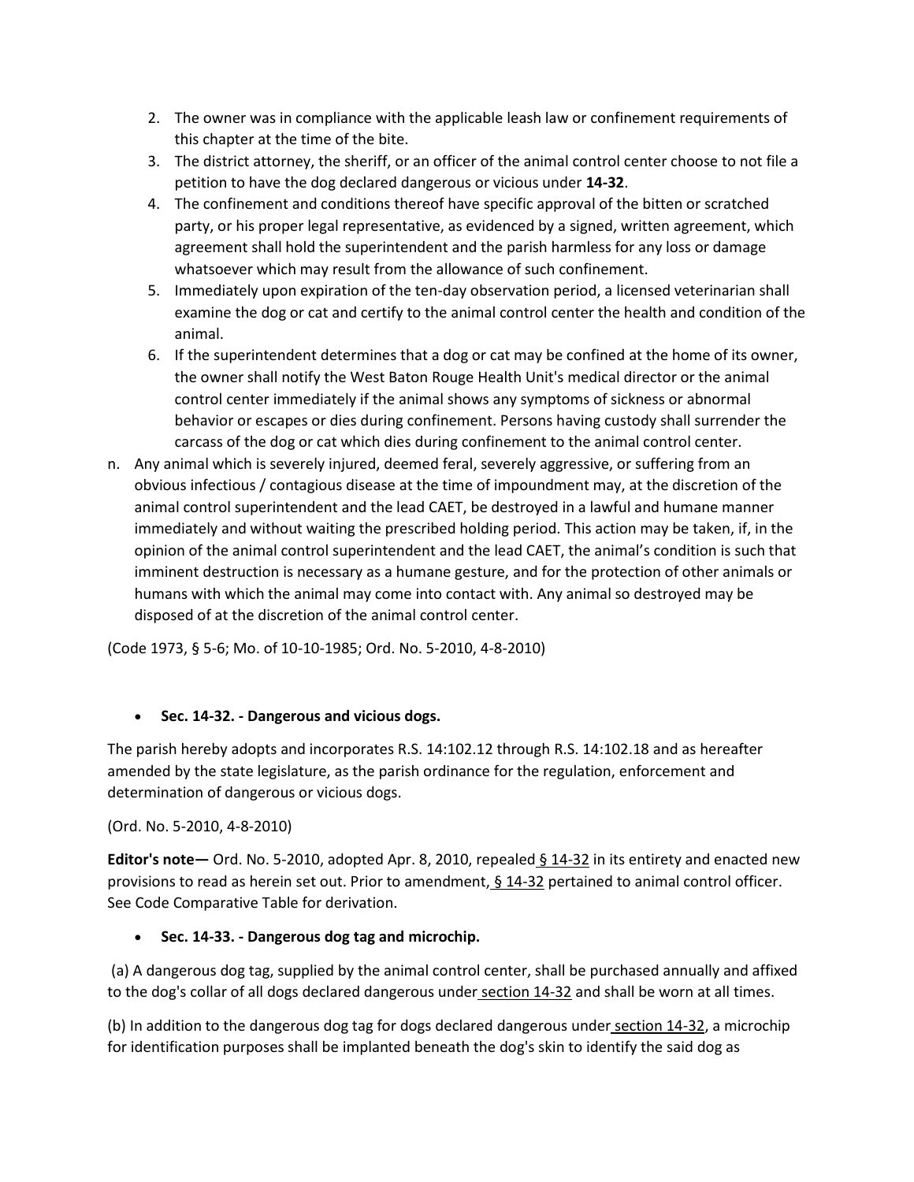2. The owner was in compliance with the applicable leash law or confinement requirements of this chapter at the time of the bite.
3. The district attorney, the sheriff, or an officer of the animal control center choose to not file a petition to have the dog declared dangerous or vicious under **14-32**.
4. The confinement and conditions thereof have specific approval of the bitten or scratched party, or his proper legal representative, as evidenced by a signed, written agreement, which agreement shall hold the superintendent and the parish harmless for any loss or damage whatsoever which may result from the allowance of such confinement.
5. Immediately upon expiration of the ten-day observation period, a licensed veterinarian shall examine the dog or cat and certify to the animal control center the health and condition of the animal.
6. If the superintendent determines that a dog or cat may be confined at the home of its owner, the owner shall notify the West Baton Rouge Health Unit's medical director or the animal control center immediately if the animal shows any symptoms of sickness or abnormal behavior or escapes or dies during confinement. Persons having custody shall surrender the carcass of the dog or cat which dies during confinement to the animal control center.

n. Any animal which is severely injured, deemed feral, severely aggressive, or suffering from an obvious infectious / contagious disease at the time of impoundment may, at the discretion of the animal control superintendent and the lead CAET, be destroyed in a lawful and humane manner immediately and without waiting the prescribed holding period. This action may be taken, if, in the opinion of the animal control superintendent and the lead CAET, the animal's condition is such that imminent destruction is necessary as a humane gesture, and for the protection of other animals or humans with which the animal may come into contact with. Any animal so destroyed may be disposed of at the discretion of the animal control center.

(Code 1973, § 5-6; Mo. of 10-10-1985; Ord. No. 5-2010, 4-8-2010)

- **Sec. 14-32. - Dangerous and vicious dogs.**

The parish hereby adopts and incorporates R.S. 14:102.12 through R.S. 14:102.18 and as hereafter amended by the state legislature, as the parish ordinance for the regulation, enforcement and determination of dangerous or vicious dogs.

(Ord. No. 5-2010, 4-8-2010)

**Editor's note—** Ord. No. 5-2010, adopted Apr. 8, 2010, repealed § 14-32 in its entirety and enacted new provisions to read as herein set out. Prior to amendment, § 14-32 pertained to animal control officer. See Code Comparative Table for derivation.

- **Sec. 14-33. - Dangerous dog tag and microchip.**

(a) A dangerous dog tag, supplied by the animal control center, shall be purchased annually and affixed to the dog's collar of all dogs declared dangerous under section 14-32 and shall be worn at all times.

(b) In addition to the dangerous dog tag for dogs declared dangerous under section 14-32, a microchip for identification purposes shall be implanted beneath the dog's skin to identify the said dog as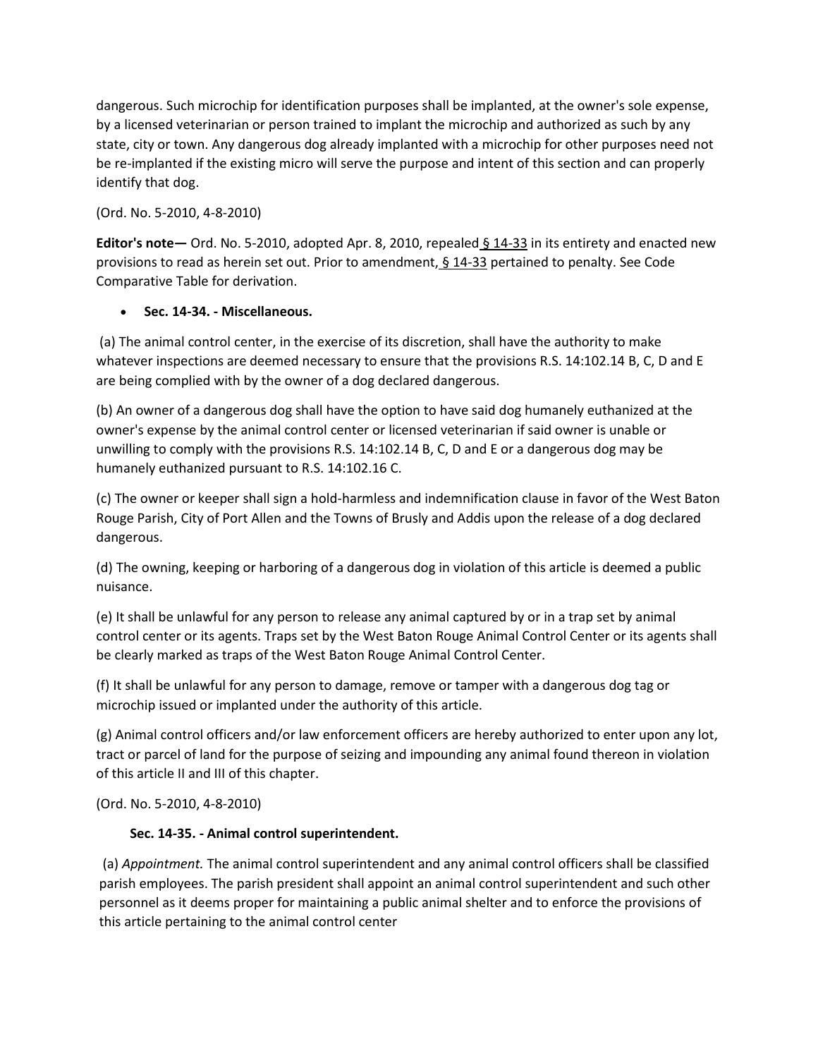dangerous. Such microchip for identification purposes shall be implanted, at the owner's sole expense, by a licensed veterinarian or person trained to implant the microchip and authorized as such by any state, city or town. Any dangerous dog already implanted with a microchip for other purposes need not be re-implanted if the existing micro will serve the purpose and intent of this section and can properly identify that dog.

(Ord. No. 5-2010, 4-8-2010)

**Editor's note—** Ord. No. 5-2010, adopted Apr. 8, 2010, repealed § 14-33 in its entirety and enacted new provisions to read as herein set out. Prior to amendment, § 14-33 pertained to penalty. See Code Comparative Table for derivation.

- **Sec. 14-34. - Miscellaneous.**

(a) The animal control center, in the exercise of its discretion, shall have the authority to make whatever inspections are deemed necessary to ensure that the provisions R.S. 14:102.14 B, C, D and E are being complied with by the owner of a dog declared dangerous.

(b) An owner of a dangerous dog shall have the option to have said dog humanely euthanized at the owner's expense by the animal control center or licensed veterinarian if said owner is unable or unwilling to comply with the provisions R.S. 14:102.14 B, C, D and E or a dangerous dog may be humanely euthanized pursuant to R.S. 14:102.16 C.

(c) The owner or keeper shall sign a hold-harmless and indemnification clause in favor of the West Baton Rouge Parish, City of Port Allen and the Towns of Brusly and Addis upon the release of a dog declared dangerous.

(d) The owning, keeping or harboring of a dangerous dog in violation of this article is deemed a public nuisance.

(e) It shall be unlawful for any person to release any animal captured by or in a trap set by animal control center or its agents. Traps set by the West Baton Rouge Animal Control Center or its agents shall be clearly marked as traps of the West Baton Rouge Animal Control Center.

(f) It shall be unlawful for any person to damage, remove or tamper with a dangerous dog tag or microchip issued or implanted under the authority of this article.

(g) Animal control officers and/or law enforcement officers are hereby authorized to enter upon any lot, tract or parcel of land for the purpose of seizing and impounding any animal found thereon in violation of this article II and III of this chapter.

(Ord. No. 5-2010, 4-8-2010)

**Sec. 14-35. - Animal control superintendent.**

(a) *Appointment.* The animal control superintendent and any animal control officers shall be classified parish employees. The parish president shall appoint an animal control superintendent and such other personnel as it deems proper for maintaining a public animal shelter and to enforce the provisions of this article pertaining to the animal control center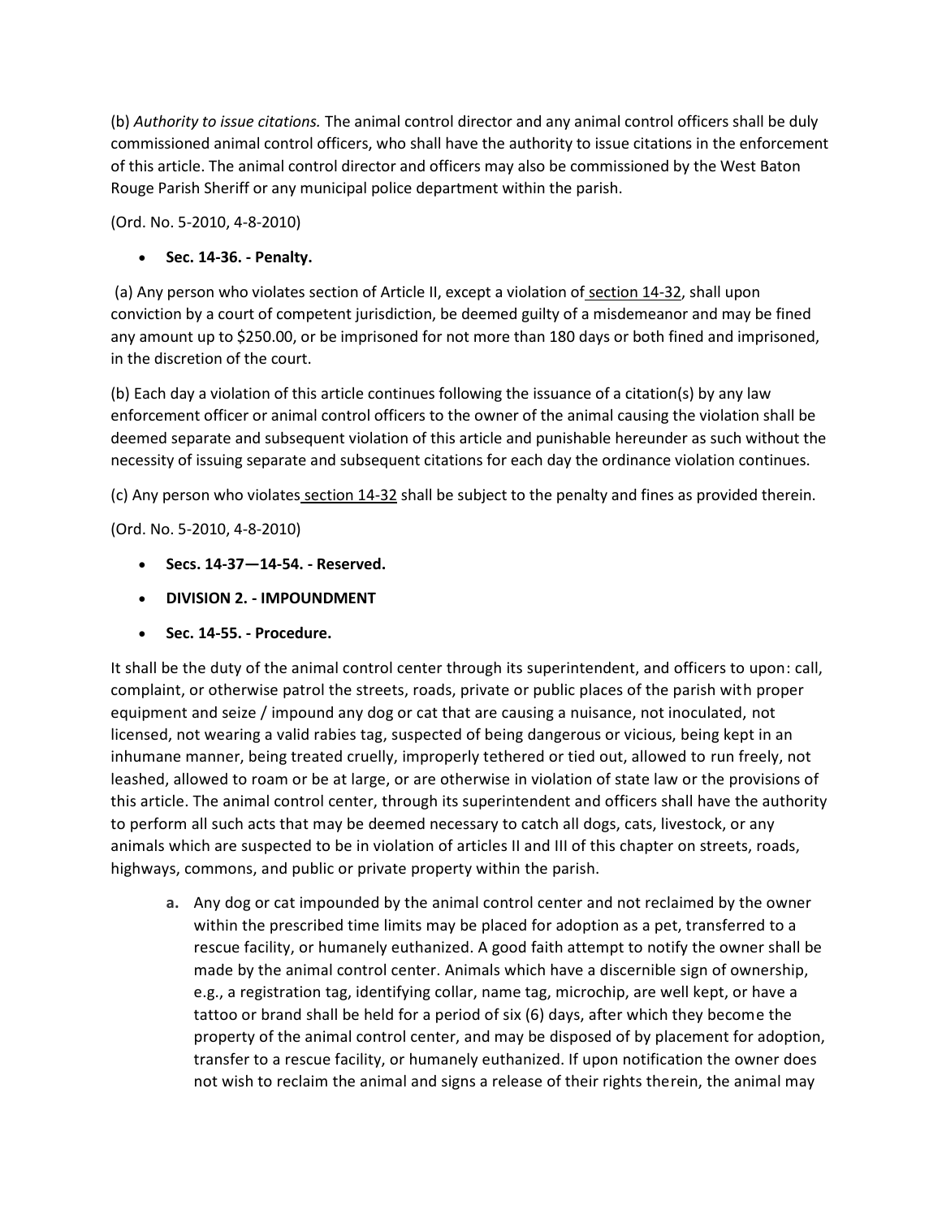(b) *Authority to issue citations.* The animal control director and any animal control officers shall be duly commissioned animal control officers, who shall have the authority to issue citations in the enforcement of this article. The animal control director and officers may also be commissioned by the West Baton Rouge Parish Sheriff or any municipal police department within the parish.

(Ord. No. 5-2010, 4-8-2010)

- **Sec. 14-36. - Penalty.**

(a) Any person who violates section of Article II, except a violation of section 14-32, shall upon conviction by a court of competent jurisdiction, be deemed guilty of a misdemeanor and may be fined any amount up to $250.00, or be imprisoned for not more than 180 days or both fined and imprisoned, in the discretion of the court.

(b) Each day a violation of this article continues following the issuance of a citation(s) by any law enforcement officer or animal control officers to the owner of the animal causing the violation shall be deemed separate and subsequent violation of this article and punishable hereunder as such without the necessity of issuing separate and subsequent citations for each day the ordinance violation continues.

(c) Any person who violates section 14-32 shall be subject to the penalty and fines as provided therein.

(Ord. No. 5-2010, 4-8-2010)

- **Secs. 14-37—14-54. - Reserved.**
- **DIVISION 2. - IMPOUNDMENT**
- **Sec. 14-55. - Procedure.**

It shall be the duty of the animal control center through its superintendent, and officers to upon: call, complaint, or otherwise patrol the streets, roads, private or public places of the parish with proper equipment and seize / impound any dog or cat that are causing a nuisance, not inoculated, not licensed, not wearing a valid rabies tag, suspected of being dangerous or vicious, being kept in an inhumane manner, being treated cruelly, improperly tethered or tied out, allowed to run freely, not leashed, allowed to roam or be at large, or are otherwise in violation of state law or the provisions of this article. The animal control center, through its superintendent and officers shall have the authority to perform all such acts that may be deemed necessary to catch all dogs, cats, livestock, or any animals which are suspected to be in violation of articles II and III of this chapter on streets, roads, highways, commons, and public or private property within the parish.

a. Any dog or cat impounded by the animal control center and not reclaimed by the owner within the prescribed time limits may be placed for adoption as a pet, transferred to a rescue facility, or humanely euthanized. A good faith attempt to notify the owner shall be made by the animal control center. Animals which have a discernible sign of ownership, e.g., a registration tag, identifying collar, name tag, microchip, are well kept, or have a tattoo or brand shall be held for a period of six (6) days, after which they become the property of the animal control center, and may be disposed of by placement for adoption, transfer to a rescue facility, or humanely euthanized. If upon notification the owner does not wish to reclaim the animal and signs a release of their rights therein, the animal may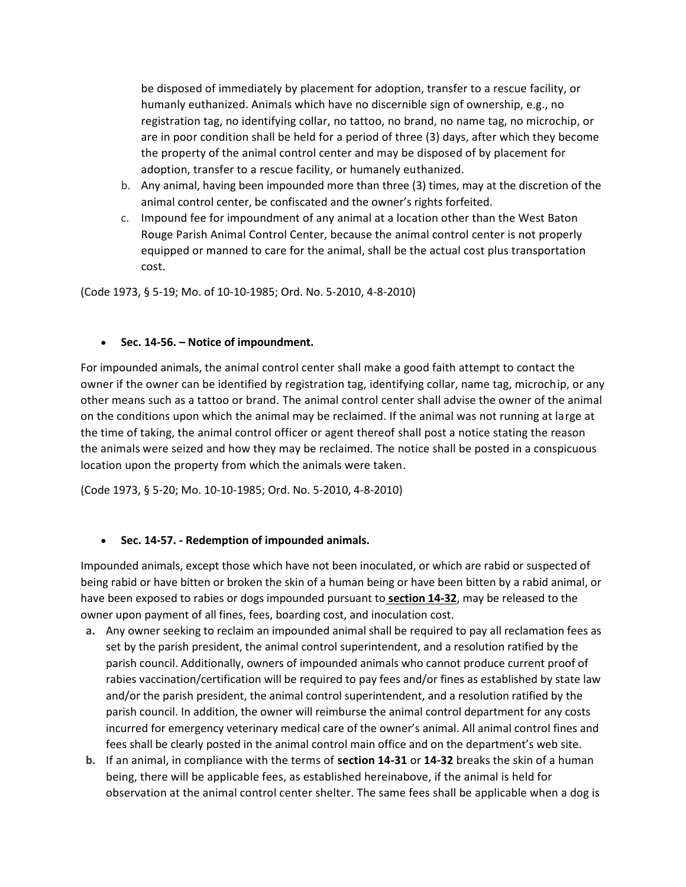be disposed of immediately by placement for adoption, transfer to a rescue facility, or humanly euthanized. Animals which have no discernible sign of ownership, e.g., no registration tag, no identifying collar, no tattoo, no brand, no name tag, no microchip, or are in poor condition shall be held for a period of three (3) days, after which they become the property of the animal control center and may be disposed of by placement for adoption, transfer to a rescue facility, or humanely euthanized.

b. Any animal, having been impounded more than three (3) times, may at the discretion of the animal control center, be confiscated and the owner's rights forfeited.

c. Impound fee for impoundment of any animal at a location other than the West Baton Rouge Parish Animal Control Center, because the animal control center is not properly equipped or manned to care for the animal, shall be the actual cost plus transportation cost.

(Code 1973, § 5-19; Mo. of 10-10-1985; Ord. No. 5-2010, 4-8-2010)

- **Sec. 14-56. – Notice of impoundment.**

For impounded animals, the animal control center shall make a good faith attempt to contact the owner if the owner can be identified by registration tag, identifying collar, name tag, microchip, or any other means such as a tattoo or brand. The animal control center shall advise the owner of the animal on the conditions upon which the animal may be reclaimed. If the animal was not running at large at the time of taking, the animal control officer or agent thereof shall post a notice stating the reason the animals were seized and how they may be reclaimed. The notice shall be posted in a conspicuous location upon the property from which the animals were taken.

(Code 1973, § 5-20; Mo. 10-10-1985; Ord. No. 5-2010, 4-8-2010)

- **Sec. 14-57. - Redemption of impounded animals.**

Impounded animals, except those which have not been inoculated, or which are rabid or suspected of being rabid or have bitten or broken the skin of a human being or have been bitten by a rabid animal, or have been exposed to rabies or dogs impounded pursuant to **section 14-32**, may be released to the owner upon payment of all fines, fees, boarding cost, and inoculation cost.

**a.** Any owner seeking to reclaim an impounded animal shall be required to pay all reclamation fees as set by the parish president, the animal control superintendent, and a resolution ratified by the parish council. Additionally, owners of impounded animals who cannot produce current proof of rabies vaccination/certification will be required to pay fees and/or fines as established by state law and/or the parish president, the animal control superintendent, and a resolution ratified by the parish council. In addition, the owner will reimburse the animal control department for any costs incurred for emergency veterinary medical care of the owner's animal. All animal control fines and fees shall be clearly posted in the animal control main office and on the department's web site.

**b.** If an animal, in compliance with the terms of **section 14-31** or **14-32** breaks the skin of a human being, there will be applicable fees, as established hereinabove, if the animal is held for observation at the animal control center shelter. The same fees shall be applicable when a dog is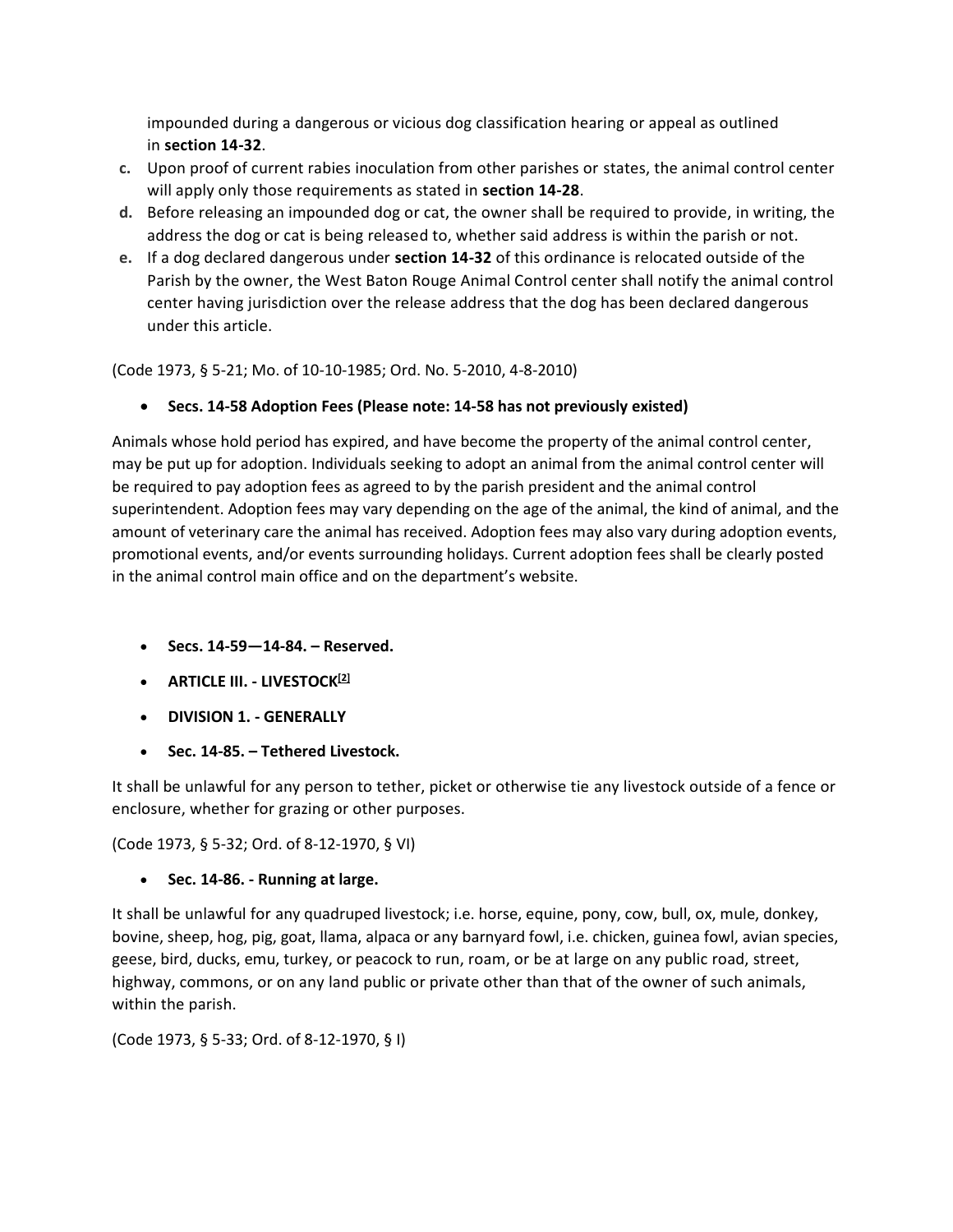impounded during a dangerous or vicious dog classification hearing or appeal as outlined in **section 14-32**.

c. Upon proof of current rabies inoculation from other parishes or states, the animal control center will apply only those requirements as stated in **section 14-28**.
d. Before releasing an impounded dog or cat, the owner shall be required to provide, in writing, the address the dog or cat is being released to, whether said address is within the parish or not.
e. If a dog declared dangerous under **section 14-32** of this ordinance is relocated outside of the Parish by the owner, the West Baton Rouge Animal Control center shall notify the animal control center having jurisdiction over the release address that the dog has been declared dangerous under this article.

(Code 1973, § 5-21; Mo. of 10-10-1985; Ord. No. 5-2010, 4-8-2010)

- **Secs. 14-58 Adoption Fees (Please note: 14-58 has not previously existed)**

Animals whose hold period has expired, and have become the property of the animal control center, may be put up for adoption. Individuals seeking to adopt an animal from the animal control center will be required to pay adoption fees as agreed to by the parish president and the animal control superintendent. Adoption fees may vary depending on the age of the animal, the kind of animal, and the amount of veterinary care the animal has received. Adoption fees may also vary during adoption events, promotional events, and/or events surrounding holidays. Current adoption fees shall be clearly posted in the animal control main office and on the department's website.

- **Secs. 14-59—14-84. – Reserved.**
- **ARTICLE III. - LIVESTOCK[2]**
- **DIVISION 1. - GENERALLY**
- **Sec. 14-85. – Tethered Livestock.**

It shall be unlawful for any person to tether, picket or otherwise tie any livestock outside of a fence or enclosure, whether for grazing or other purposes.

(Code 1973, § 5-32; Ord. of 8-12-1970, § VI)

- **Sec. 14-86. - Running at large.**

It shall be unlawful for any quadruped livestock; i.e. horse, equine, pony, cow, bull, ox, mule, donkey, bovine, sheep, hog, pig, goat, llama, alpaca or any barnyard fowl, i.e. chicken, guinea fowl, avian species, geese, bird, ducks, emu, turkey, or peacock to run, roam, or be at large on any public road, street, highway, commons, or on any land public or private other than that of the owner of such animals, within the parish.

(Code 1973, § 5-33; Ord. of 8-12-1970, § I)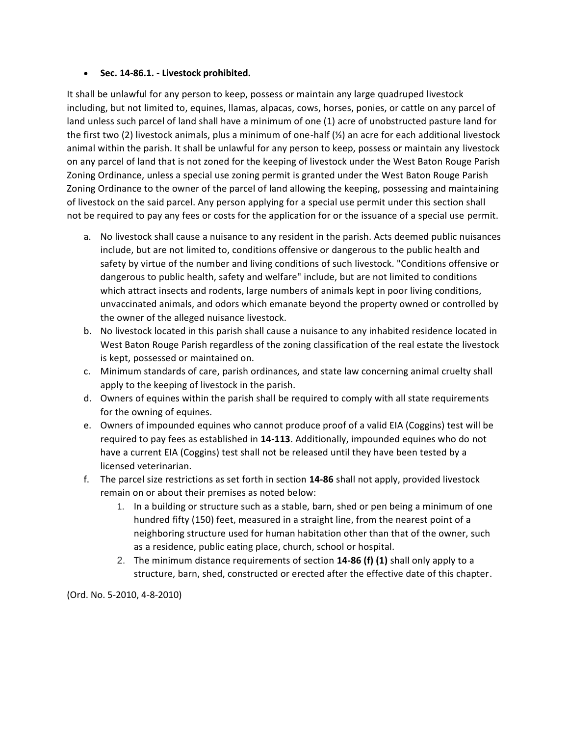- **Sec. 14-86.1. - Livestock prohibited.**

It shall be unlawful for any person to keep, possess or maintain any large quadruped livestock including, but not limited to, equines, llamas, alpacas, cows, horses, ponies, or cattle on any parcel of land unless such parcel of land shall have a minimum of one (1) acre of unobstructed pasture land for the first two (2) livestock animals, plus a minimum of one-half (½) an acre for each additional livestock animal within the parish. It shall be unlawful for any person to keep, possess or maintain any livestock on any parcel of land that is not zoned for the keeping of livestock under the West Baton Rouge Parish Zoning Ordinance, unless a special use zoning permit is granted under the West Baton Rouge Parish Zoning Ordinance to the owner of the parcel of land allowing the keeping, possessing and maintaining of livestock on the said parcel. Any person applying for a special use permit under this section shall not be required to pay any fees or costs for the application for or the issuance of a special use permit.

a. No livestock shall cause a nuisance to any resident in the parish. Acts deemed public nuisances include, but are not limited to, conditions offensive or dangerous to the public health and safety by virtue of the number and living conditions of such livestock. "Conditions offensive or dangerous to public health, safety and welfare" include, but are not limited to conditions which attract insects and rodents, large numbers of animals kept in poor living conditions, unvaccinated animals, and odors which emanate beyond the property owned or controlled by the owner of the alleged nuisance livestock.
b. No livestock located in this parish shall cause a nuisance to any inhabited residence located in West Baton Rouge Parish regardless of the zoning classification of the real estate the livestock is kept, possessed or maintained on.
c. Minimum standards of care, parish ordinances, and state law concerning animal cruelty shall apply to the keeping of livestock in the parish.
d. Owners of equines within the parish shall be required to comply with all state requirements for the owning of equines.
e. Owners of impounded equines who cannot produce proof of a valid EIA (Coggins) test will be required to pay fees as established in **14-113**. Additionally, impounded equines who do not have a current EIA (Coggins) test shall not be released until they have been tested by a licensed veterinarian.
f. The parcel size restrictions as set forth in section **14-86** shall not apply, provided livestock remain on or about their premises as noted below:
    1. In a building or structure such as a stable, barn, shed or pen being a minimum of one hundred fifty (150) feet, measured in a straight line, from the nearest point of a neighboring structure used for human habitation other than that of the owner, such as a residence, public eating place, church, school or hospital.
    2. The minimum distance requirements of section **14-86 (f) (1)** shall only apply to a structure, barn, shed, constructed or erected after the effective date of this chapter.

(Ord. No. 5-2010, 4-8-2010)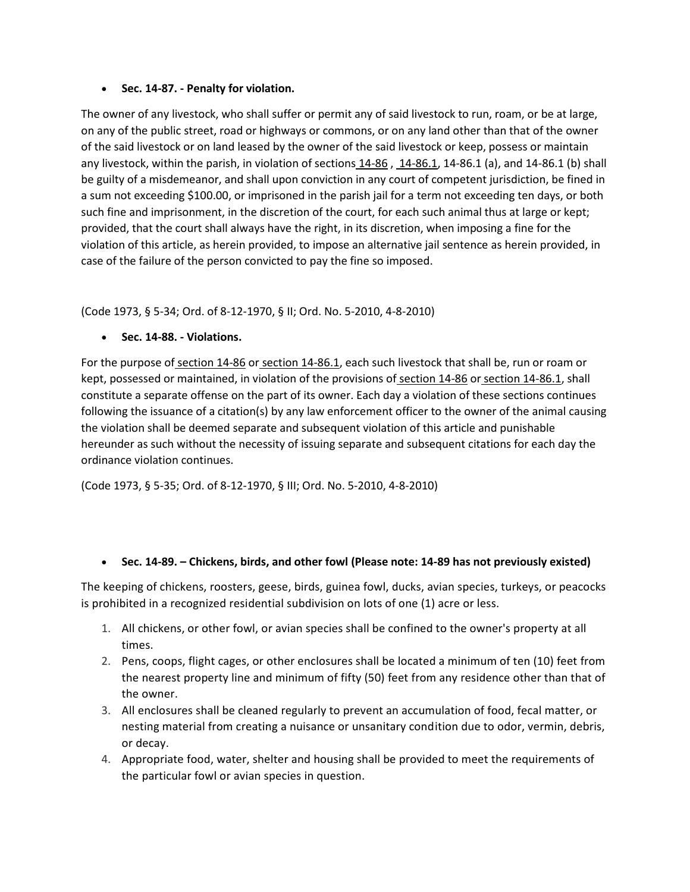- **Sec. 14-87. - Penalty for violation.**

The owner of any livestock, who shall suffer or permit any of said livestock to run, roam, or be at large, on any of the public street, road or highways or commons, or on any land other than that of the owner of the said livestock or on land leased by the owner of the said livestock or keep, possess or maintain any livestock, within the parish, in violation of sections 14-86 , 14-86.1, 14-86.1 (a), and 14-86.1 (b) shall be guilty of a misdemeanor, and shall upon conviction in any court of competent jurisdiction, be fined in a sum not exceeding $100.00, or imprisoned in the parish jail for a term not exceeding ten days, or both such fine and imprisonment, in the discretion of the court, for each such animal thus at large or kept; provided, that the court shall always have the right, in its discretion, when imposing a fine for the violation of this article, as herein provided, to impose an alternative jail sentence as herein provided, in case of the failure of the person convicted to pay the fine so imposed.

(Code 1973, § 5-34; Ord. of 8-12-1970, § II; Ord. No. 5-2010, 4-8-2010)

- **Sec. 14-88. - Violations.**

For the purpose of section 14-86 or section 14-86.1, each such livestock that shall be, run or roam or kept, possessed or maintained, in violation of the provisions of section 14-86 or section 14-86.1, shall constitute a separate offense on the part of its owner. Each day a violation of these sections continues following the issuance of a citation(s) by any law enforcement officer to the owner of the animal causing the violation shall be deemed separate and subsequent violation of this article and punishable hereunder as such without the necessity of issuing separate and subsequent citations for each day the ordinance violation continues.

(Code 1973, § 5-35; Ord. of 8-12-1970, § III; Ord. No. 5-2010, 4-8-2010)

- **Sec. 14-89. – Chickens, birds, and other fowl (Please note: 14-89 has not previously existed)**

The keeping of chickens, roosters, geese, birds, guinea fowl, ducks, avian species, turkeys, or peacocks is prohibited in a recognized residential subdivision on lots of one (1) acre or less.

1. All chickens, or other fowl, or avian species shall be confined to the owner's property at all times.
2. Pens, coops, flight cages, or other enclosures shall be located a minimum of ten (10) feet from the nearest property line and minimum of fifty (50) feet from any residence other than that of the owner.
3. All enclosures shall be cleaned regularly to prevent an accumulation of food, fecal matter, or nesting material from creating a nuisance or unsanitary condition due to odor, vermin, debris, or decay.
4. Appropriate food, water, shelter and housing shall be provided to meet the requirements of the particular fowl or avian species in question.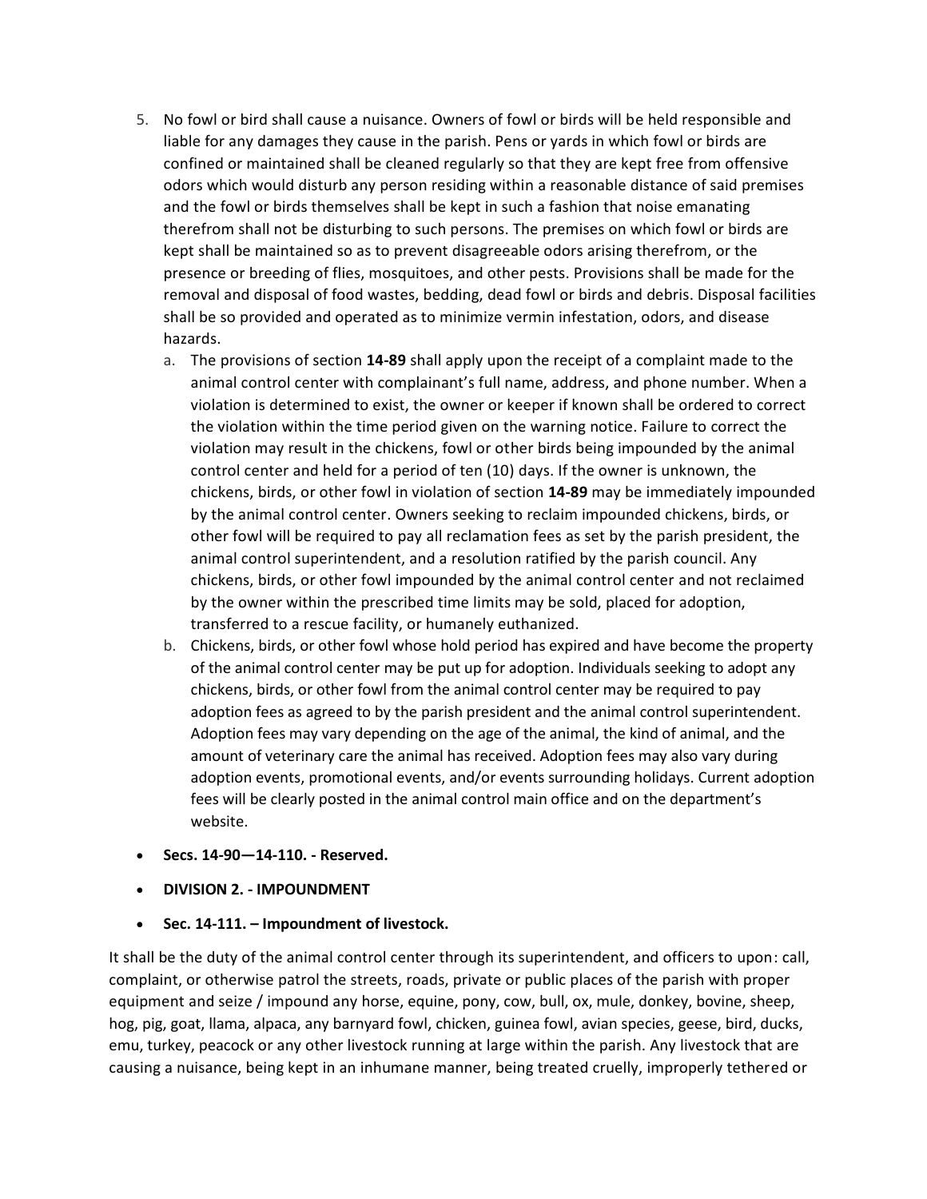5. No fowl or bird shall cause a nuisance. Owners of fowl or birds will be held responsible and liable for any damages they cause in the parish. Pens or yards in which fowl or birds are confined or maintained shall be cleaned regularly so that they are kept free from offensive odors which would disturb any person residing within a reasonable distance of said premises and the fowl or birds themselves shall be kept in such a fashion that noise emanating therefrom shall not be disturbing to such persons. The premises on which fowl or birds are kept shall be maintained so as to prevent disagreeable odors arising therefrom, or the presence or breeding of flies, mosquitoes, and other pests. Provisions shall be made for the removal and disposal of food wastes, bedding, dead fowl or birds and debris. Disposal facilities shall be so provided and operated as to minimize vermin infestation, odors, and disease hazards.
   a. The provisions of section **14-89** shall apply upon the receipt of a complaint made to the animal control center with complainant's full name, address, and phone number. When a violation is determined to exist, the owner or keeper if known shall be ordered to correct the violation within the time period given on the warning notice. Failure to correct the violation may result in the chickens, fowl or other birds being impounded by the animal control center and held for a period of ten (10) days. If the owner is unknown, the chickens, birds, or other fowl in violation of section **14-89** may be immediately impounded by the animal control center. Owners seeking to reclaim impounded chickens, birds, or other fowl will be required to pay all reclamation fees as set by the parish president, the animal control superintendent, and a resolution ratified by the parish council. Any chickens, birds, or other fowl impounded by the animal control center and not reclaimed by the owner within the prescribed time limits may be sold, placed for adoption, transferred to a rescue facility, or humanely euthanized.
   b. Chickens, birds, or other fowl whose hold period has expired and have become the property of the animal control center may be put up for adoption. Individuals seeking to adopt any chickens, birds, or other fowl from the animal control center may be required to pay adoption fees as agreed to by the parish president and the animal control superintendent. Adoption fees may vary depending on the age of the animal, the kind of animal, and the amount of veterinary care the animal has received. Adoption fees may also vary during adoption events, promotional events, and/or events surrounding holidays. Current adoption fees will be clearly posted in the animal control main office and on the department's website.

- **Secs. 14-90—14-110. - Reserved.**
- **DIVISION 2. - IMPOUNDMENT**
- **Sec. 14-111. – Impoundment of livestock.**

It shall be the duty of the animal control center through its superintendent, and officers to upon: call, complaint, or otherwise patrol the streets, roads, private or public places of the parish with proper equipment and seize / impound any horse, equine, pony, cow, bull, ox, mule, donkey, bovine, sheep, hog, pig, goat, llama, alpaca, any barnyard fowl, chicken, guinea fowl, avian species, geese, bird, ducks, emu, turkey, peacock or any other livestock running at large within the parish. Any livestock that are causing a nuisance, being kept in an inhumane manner, being treated cruelly, improperly tethered or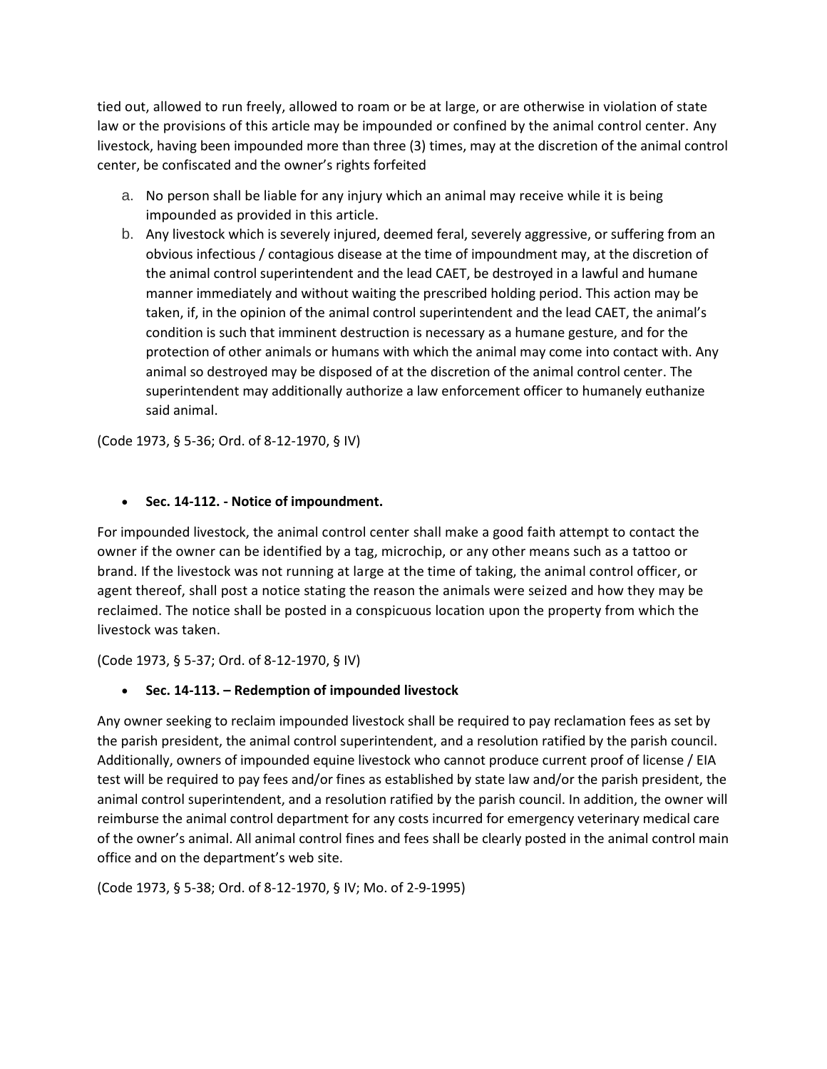tied out, allowed to run freely, allowed to roam or be at large, or are otherwise in violation of state law or the provisions of this article may be impounded or confined by the animal control center. Any livestock, having been impounded more than three (3) times, may at the discretion of the animal control center, be confiscated and the owner's rights forfeited

a. No person shall be liable for any injury which an animal may receive while it is being impounded as provided in this article.
b. Any livestock which is severely injured, deemed feral, severely aggressive, or suffering from an obvious infectious / contagious disease at the time of impoundment may, at the discretion of the animal control superintendent and the lead CAET, be destroyed in a lawful and humane manner immediately and without waiting the prescribed holding period. This action may be taken, if, in the opinion of the animal control superintendent and the lead CAET, the animal's condition is such that imminent destruction is necessary as a humane gesture, and for the protection of other animals or humans with which the animal may come into contact with. Any animal so destroyed may be disposed of at the discretion of the animal control center. The superintendent may additionally authorize a law enforcement officer to humanely euthanize said animal.

(Code 1973, § 5-36; Ord. of 8-12-1970, § IV)

- **Sec. 14-112. - Notice of impoundment.**

For impounded livestock, the animal control center shall make a good faith attempt to contact the owner if the owner can be identified by a tag, microchip, or any other means such as a tattoo or brand. If the livestock was not running at large at the time of taking, the animal control officer, or agent thereof, shall post a notice stating the reason the animals were seized and how they may be reclaimed. The notice shall be posted in a conspicuous location upon the property from which the livestock was taken.

(Code 1973, § 5-37; Ord. of 8-12-1970, § IV)

- **Sec. 14-113. – Redemption of impounded livestock**

Any owner seeking to reclaim impounded livestock shall be required to pay reclamation fees as set by the parish president, the animal control superintendent, and a resolution ratified by the parish council. Additionally, owners of impounded equine livestock who cannot produce current proof of license / EIA test will be required to pay fees and/or fines as established by state law and/or the parish president, the animal control superintendent, and a resolution ratified by the parish council. In addition, the owner will reimburse the animal control department for any costs incurred for emergency veterinary medical care of the owner's animal. All animal control fines and fees shall be clearly posted in the animal control main office and on the department's web site.

(Code 1973, § 5-38; Ord. of 8-12-1970, § IV; Mo. of 2-9-1995)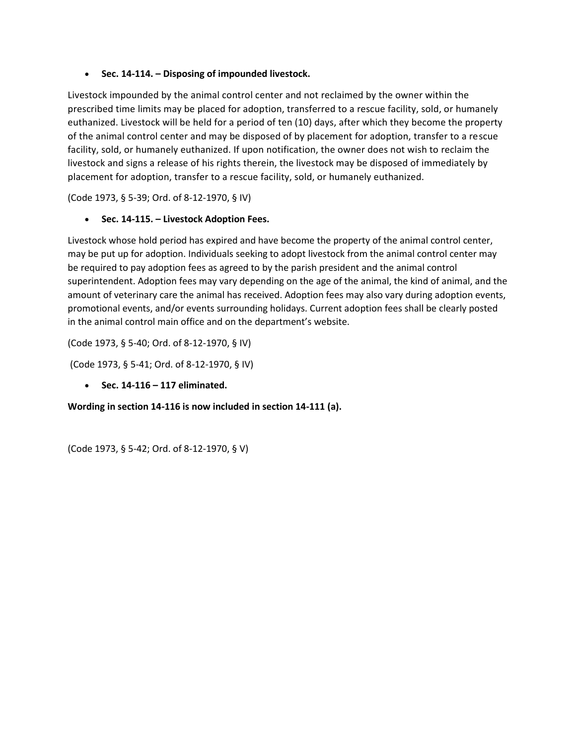- **Sec. 14-114. – Disposing of impounded livestock.**

Livestock impounded by the animal control center and not reclaimed by the owner within the prescribed time limits may be placed for adoption, transferred to a rescue facility, sold, or humanely euthanized. Livestock will be held for a period of ten (10) days, after which they become the property of the animal control center and may be disposed of by placement for adoption, transfer to a rescue facility, sold, or humanely euthanized. If upon notification, the owner does not wish to reclaim the livestock and signs a release of his rights therein, the livestock may be disposed of immediately by placement for adoption, transfer to a rescue facility, sold, or humanely euthanized.

(Code 1973, § 5-39; Ord. of 8-12-1970, § IV)

- **Sec. 14-115. – Livestock Adoption Fees.**

Livestock whose hold period has expired and have become the property of the animal control center, may be put up for adoption. Individuals seeking to adopt livestock from the animal control center may be required to pay adoption fees as agreed to by the parish president and the animal control superintendent. Adoption fees may vary depending on the age of the animal, the kind of animal, and the amount of veterinary care the animal has received. Adoption fees may also vary during adoption events, promotional events, and/or events surrounding holidays. Current adoption fees shall be clearly posted in the animal control main office and on the department's website.

(Code 1973, § 5-40; Ord. of 8-12-1970, § IV)

(Code 1973, § 5-41; Ord. of 8-12-1970, § IV)

- **Sec. 14-116 – 117 eliminated.**

**Wording in section 14-116 is now included in section 14-111 (a).**

(Code 1973, § 5-42; Ord. of 8-12-1970, § V)